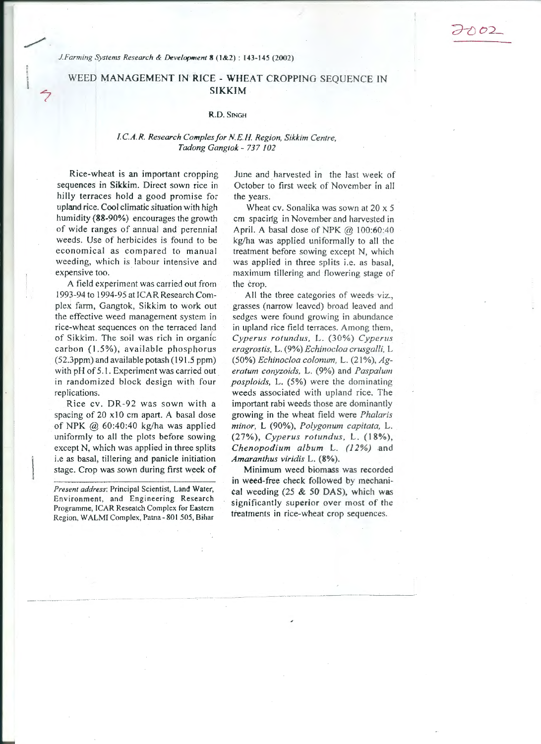# WEED MANAGEMENT IN RICE - WHEAT CROPPING SEQUENCE IN SIKKIM

R.D. SINGH

*I.C.A.R. Research Comples for N.E.H. Region, Sikkim Centre, Tadong Gangtok - 737 102*

Rice-wheat is an important cropping sequences in Sikkim. Direct sown rice in hilly terraces hold a good promise for upland rice. Cool climatic situation with high humidity (88-90%) encourages the growth of wide ranges of annual and perennial weeds. Use of herbicides is found to be economical as compared to manual weeding, which is labour intensive and expensive too.

A field experiment was carried out from 1993-94 to 1994-95 at ICAR Research Complex farm, Gangtok, Sikkim to work out the effective weed management system in rice-wheat sequences on the terraced land of Sikkim. The soil was rich in organic carbon (1.5%), available phosphorus (52.3ppm) and available potash (191.5 ppm) with pH of 5.1. Experiment was carried out in randomized block design with four replications.

Rice cv. DR-92 was sown with a spacing of 20 x10 cm apart. A basal dose of NPK @ 60:40:40 kg/ha was applied uniformly to all the plots before sowing except N, which was applied in three splits i.e as basal, tillering and panicle initiation stage. Crop was sown during first week of June and harvested in the last week of October to first week of November in all the years.

Wheat cv. Sonalika was sown at 20 x 5 cm spacing in November and harvested in April. A basal dose of NPK @ 100:60:40 kg/ha was applied uniformally to all the treatment before sowing except N, which was applied in three splits i.e. as basal, maximum tillering and flowering stage of the crop.

All the three categories of weeds viz., grasses (narrow leaved) broad leaved and sedges were found growing in abundance in upland rice field terraces. Among them, *Cyperus rotundus*, L. (30%) *Cyperus eragrostis*, L. (9%) *Echinocloa crusgalli*, L (50%) *Echinocloa colonum*, L. (21%), *Ageratum conyzoids*, L. (9%) and *Paspalum posploids*, L. (5%) were the dominating weeds associated with upland rice. The important rabi weeds those are dominantly growing in the wheat field were *Phalaris minor*, L (90%), *Polygonum capitata*, L. (27%), *Cyperus rotundus*, L. (18%), *Chenopodium album* L. *(12%)* and *Amaranthus viridis* L. (8%).

Minimum weed biomass was recorded in weed-free check followed by mechanical weeding (25 & 50 DAS), which was significantly superior over most of the treatments in rice-wheat crop sequences.

---

*Present address*: Principal Scientist, Land Water, Environment, and Engineering Research Programme, ICAR Reseatch Complex for Eastern Region, WALMI Complex, Patna - 801 505, Bihar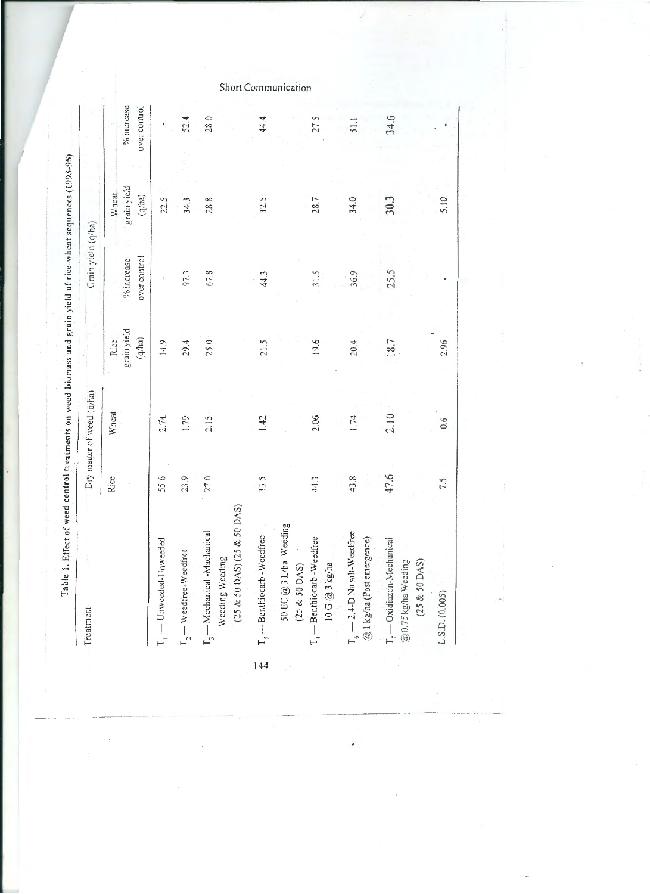Table 1. Effect of weed control treatments on weed biomass and grain yield of rice-wheat sequences (1993-95)

| Treatment | Dry matter of weed (q/ha) | | Grain yield (q/ha) | | | |
|---|---|---|---|---|---|---|
| | Rice | Wheat | Rice grain yield (q/ha) | % increase over control | Wheat grain yield (q/ha) | % increase over control |
| $T_1$ — Unweeded-Unweeded | 55.6 | 2.74 | 14.9 | - | 22.5 | - |
| $T_2$ — Weedfree-Weedfree | 23.9 | 1.79 | 29.4 | 97.3 | 34.3 | 52.4 |
| $T_3$ — Machanical -Machanical Weeding Weeding (25 & 50 DAS) (25 & 50 DAS) | 27.0 | 2.15 | 25.0 | 67.8 | 28.8 | 28.0 |
| $T_5$ — Benthiocarb -Weedfree 50 EC @ 3 L/ha Weeding (25 & 50 DAS) | 33.5 | 1.42 | 21.5 | 44.3 | 32.5 | 44.4 |
| $T_4$ — Benthiocarb -Weedfree 10 G @ 3 kg/ha | 44.3 | 2.06 | 19.6 | 31.5 | 28.7 | 27.5 |
| $T_6$ — 2,4-D Na salt-Weedfree @ 1 kg/ha (Post emergence) | 43.8 | 1.74 | 20.4 | 36.9 | 34.0 | 51.1 |
| $T_7$ — Oxidiazon-Mechanical @ 0.75 kg/ha Weeding (25 & 50 DAS) | 47.6 | 2.10 | 18.7 | 25.5 | 30.3 | 34.6 |
| L.S.D. (0.005) | 7.5 | 0.6 | 2.96 | - | 5.10 | - |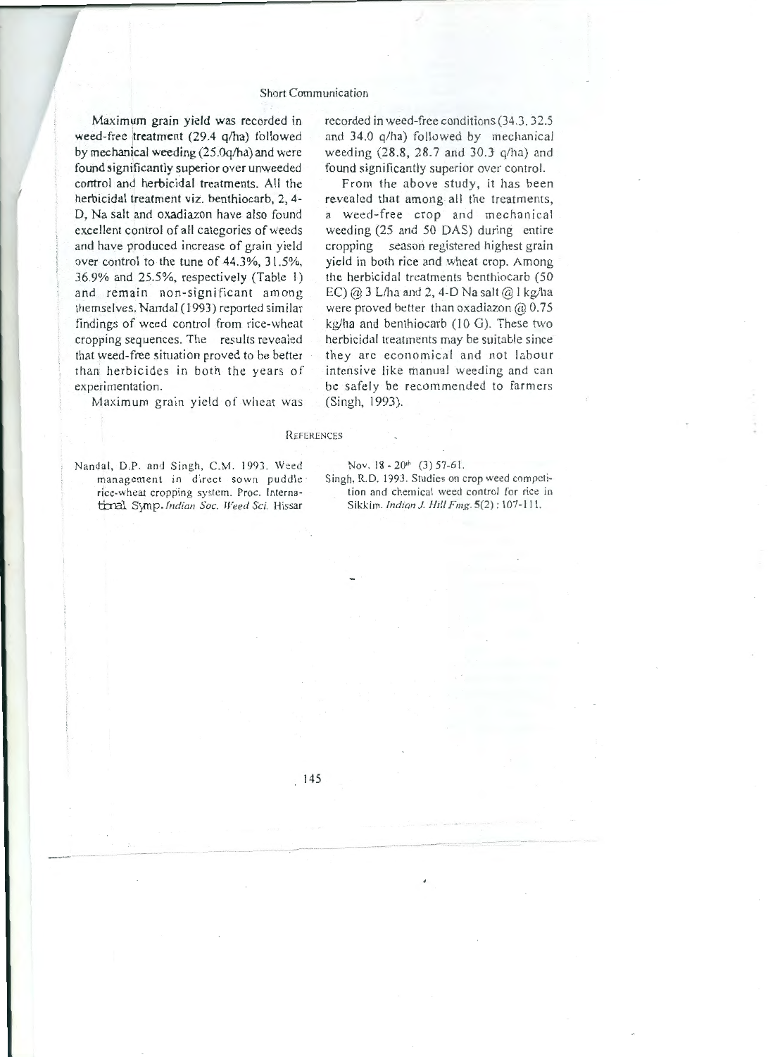Maximum grain yield was recorded in weed-free treatment (29.4 q/ha) followed by mechanical weeding (25.0q/ha) and were found significantly superior over unweeded control and herbicidal treatments. All the herbicidal treatment viz. benthiocarb, 2, 4-D, Na salt and oxadiazon have also found excellent control of all categories of weeds and have produced increase of grain yield over control to the tune of 44.3%, 31.5%, 36.9% and 25.5%, respectively (Table 1) and remain non-significant among themselves. Nandal (1993) reported similar findings of weed control from rice-wheat cropping sequences. The results revealed that weed-free situation proved to be better than herbicides in both the years of experimentation.

Maximum grain yield of wheat was recorded in weed-free conditions (34.3, 32.5 and 34.0 q/ha) followed by mechanical weeding (28.8, 28.7 and 30.3 q/ha) and found significantly superior over control.

From the above study, it has been revealed that among all the treatments, a weed-free crop and mechanical weeding (25 and 50 DAS) during entire cropping season registered highest grain yield in both rice and wheat crop. Among the herbicidal treatments benthiocarb (50 EC) @ 3 L/ha and 2, 4-D Na salt @ 1 kg/ha were proved better than oxadiazon @ 0.75 kg/ha and benthiocarb (10 G). These two herbicidal treatments may be suitable since they are economical and not labour intensive like manual weeding and can be safely be recommended to farmers (Singh, 1993).

## References

Nandal, D.P. and Singh, C.M. 1993. Weed management in direct sown puddle rice-wheat cropping system. Proc. International Symp. *Indian Soc. Weed Sci.* Hissar Nov. 18 - 20th (3) 57-61.

Singh, R.D. 1993. Studies on crop weed competition and chemical weed control for rice in Sikkim. *Indian J. Hill Fmg.* 5(2) : 107-111.